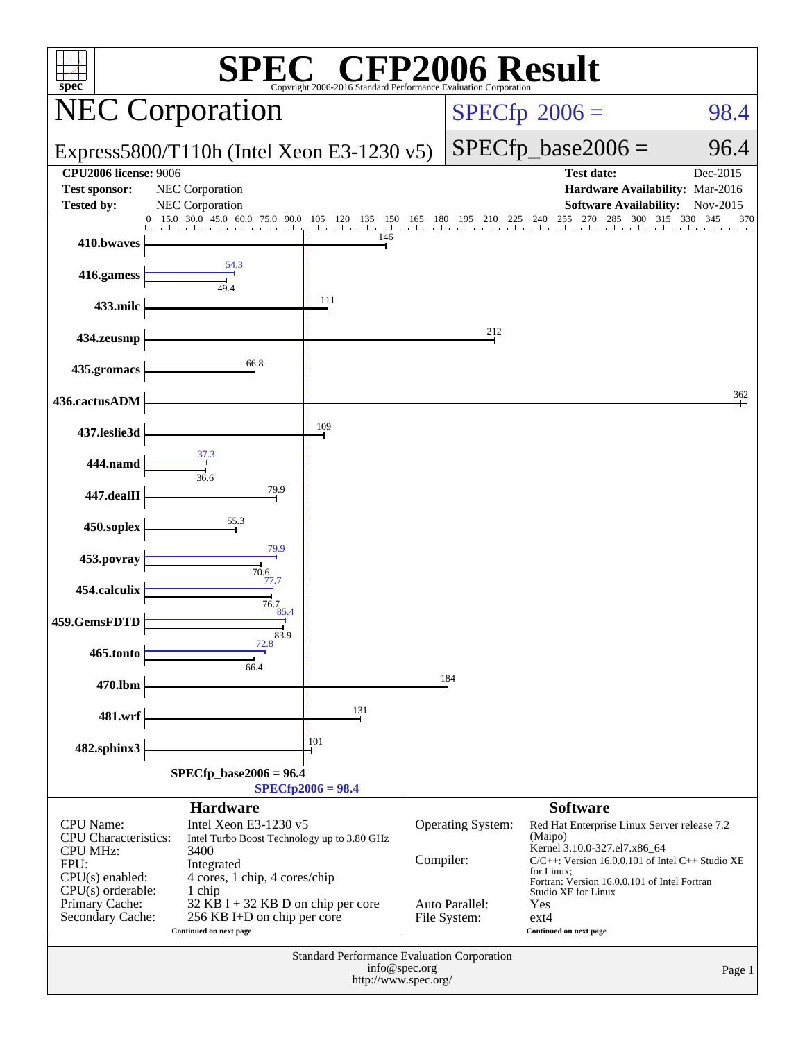# SPEC® CFP2006 Result

Copyright 2006-2016 Standard Performance Evaluation Corporation

## NEC Corporation

**Express5800/T110h (Intel Xeon E3-1230 v5)**

SPECfp 2006 = 98.4

SPECfp_base2006 = 96.4

| | | | |
|---|---|---|---|
| **CPU2006 license:** 9006 | | **Test date:** | Dec-2015 |
| **Test sponsor:** | NEC Corporation | **Hardware Availability:** | Mar-2016 |
| **Tested by:** | NEC Corporation | **Software Availability:** | Nov-2015 |

| Benchmark | Base | Peak |
|---|---|---|
| 410.bwaves | 146 | |
| 416.gamess | 49.4 | 54.3 |
| 433.milc | 111 | |
| 434.zeusmp | 212 | |
| 435.gromacs | 66.8 | |
| 436.cactusADM | 362 | |
| 437.leslie3d | 109 | |
| 444.namd | 36.6 | 37.3 |
| 447.dealII | 79.9 | |
| 450.soplex | 55.3 | |
| 453.povray | 70.6 | 79.9 |
| 454.calculix | 76.7 | 77.7 |
| 459.GemsFDTD | 83.9 | 85.4 |
| 465.tonto | 66.4 | 72.8 |
| 470.lbm | 184 | |
| 481.wrf | 131 | |
| 482.sphinx3 | 101 | |

SPECfp_base2006 = 96.4

SPECfp2006 = 98.4

### Hardware

| | |
|---|---|
| CPU Name: | Intel Xeon E3-1230 v5 |
| CPU Characteristics: | Intel Turbo Boost Technology up to 3.80 GHz |
| CPU MHz: | 3400 |
| FPU: | Integrated |
| CPU(s) enabled: | 4 cores, 1 chip, 4 cores/chip |
| CPU(s) orderable: | 1 chip |
| Primary Cache: | 32 KB I + 32 KB D on chip per core |
| Secondary Cache: | 256 KB I+D on chip per core |

Continued on next page

### Software

| | |
|---|---|
| Operating System: | Red Hat Enterprise Linux Server release 7.2 (Maipo) Kernel 3.10.0-327.el7.x86_64 |
| Compiler: | C/C++: Version 16.0.0.101 of Intel C++ Studio XE for Linux; Fortran: Version 16.0.0.101 of Intel Fortran Studio XE for Linux |
| Auto Parallel: | Yes |
| File System: | ext4 |

Continued on next page

Standard Performance Evaluation Corporation
info@spec.org
http://www.spec.org/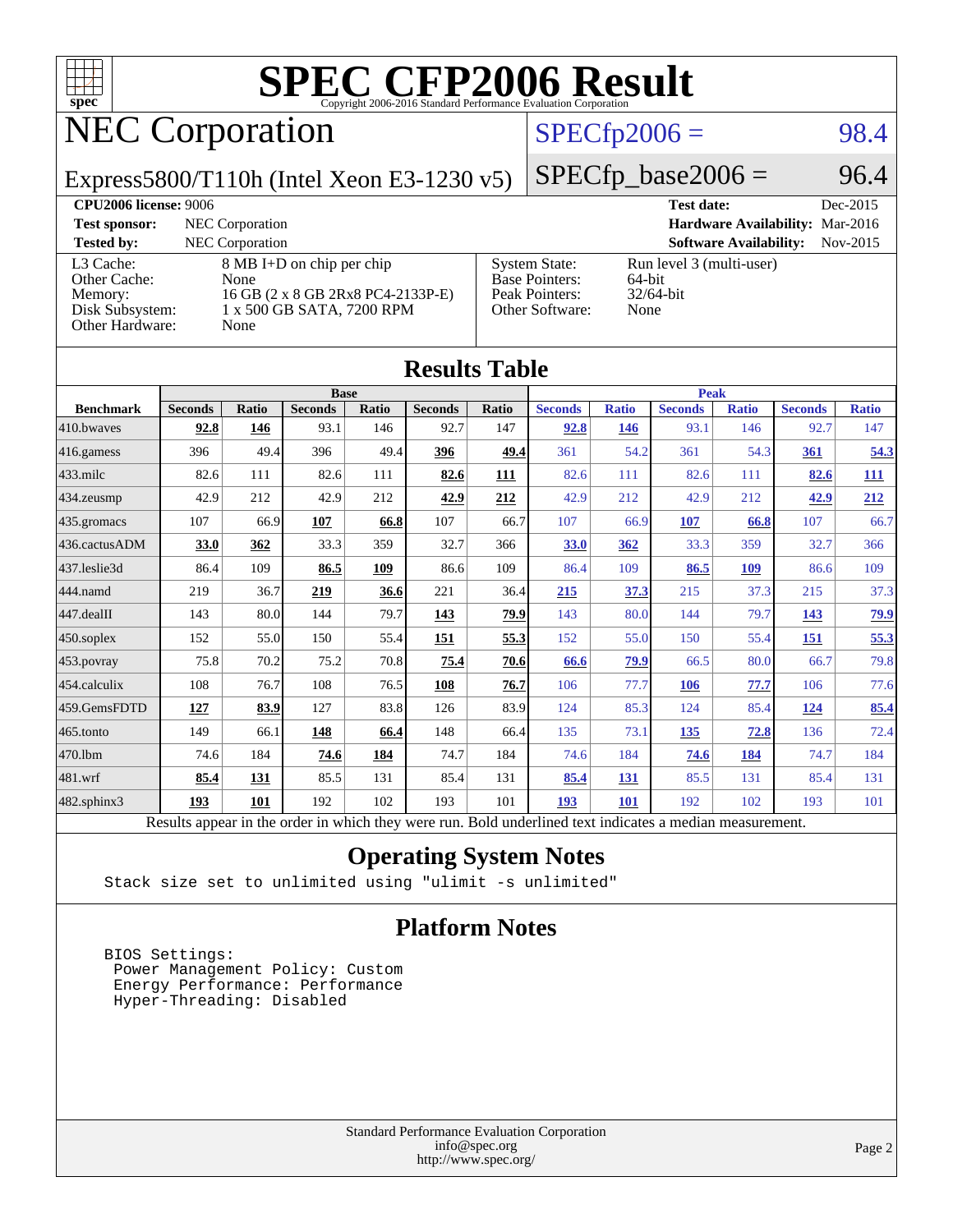# SPEC CFP2006 Result

Copyright 2006-2016 Standard Performance Evaluation Corporation

## NEC Corporation

Express5800/T110h (Intel Xeon E3-1230 v5)

SPECfp2006 = 98.4

SPECfp_base2006 = 96.4

| | | | |
|---|---|---|---|
| **CPU2006 license:** 9006 | | **Test date:** | Dec-2015 |
| **Test sponsor:** | NEC Corporation | **Hardware Availability:** | Mar-2016 |
| **Tested by:** | NEC Corporation | **Software Availability:** | Nov-2015 |

| | | | |
|---|---|---|---|
| L3 Cache: | 8 MB I+D on chip per chip | System State: | Run level 3 (multi-user) |
| Other Cache: | None | Base Pointers: | 64-bit |
| Memory: | 16 GB (2 x 8 GB 2Rx8 PC4-2133P-E) | Peak Pointers: | 32/64-bit |
| Disk Subsystem: | 1 x 500 GB SATA, 7200 RPM | Other Software: | None |
| Other Hardware: | None | | |

## Results Table

| | Base | | | | | | Peak | | | | | |
|---|---|---|---|---|---|---|---|---|---|---|---|---|
| **Benchmark** | **Seconds** | **Ratio** | **Seconds** | **Ratio** | **Seconds** | **Ratio** | **Seconds** | **Ratio** | **Seconds** | **Ratio** | **Seconds** | **Ratio** |
| 410.bwaves | **92.8** | **146** | 93.1 | 146 | 92.7 | 147 | **92.8** | **146** | 93.1 | 146 | 92.7 | 147 |
| 416.gamess | 396 | 49.4 | 396 | 49.4 | **396** | **49.4** | 361 | 54.2 | 361 | 54.3 | **361** | **54.3** |
| 433.milc | 82.6 | 111 | 82.6 | 111 | **82.6** | **111** | 82.6 | 111 | 82.6 | 111 | **82.6** | **111** |
| 434.zeusmp | 42.9 | 212 | 42.9 | 212 | **42.9** | **212** | 42.9 | 212 | 42.9 | 212 | **42.9** | **212** |
| 435.gromacs | 107 | 66.9 | **107** | **66.8** | 107 | 66.7 | 107 | 66.9 | **107** | **66.8** | 107 | 66.7 |
| 436.cactusADM | **33.0** | **362** | 33.3 | 359 | 32.7 | 366 | **33.0** | **362** | 33.3 | 359 | 32.7 | 366 |
| 437.leslie3d | 86.4 | 109 | **86.5** | **109** | 86.6 | 109 | 86.4 | 109 | **86.5** | **109** | 86.6 | 109 |
| 444.namd | 219 | 36.7 | **219** | **36.6** | 221 | 36.4 | **215** | **37.3** | 215 | 37.3 | 215 | 37.3 |
| 447.dealII | 143 | 80.0 | 144 | 79.7 | **143** | **79.9** | 143 | 80.0 | 144 | 79.7 | **143** | **79.9** |
| 450.soplex | 152 | 55.0 | 150 | 55.4 | **151** | **55.3** | 152 | 55.0 | 150 | 55.4 | **151** | **55.3** |
| 453.povray | 75.8 | 70.2 | 75.2 | 70.8 | **75.4** | **70.6** | **66.6** | **79.9** | 66.5 | 80.0 | 66.7 | 79.8 |
| 454.calculix | 108 | 76.7 | 108 | 76.5 | **108** | **76.7** | 106 | 77.7 | **106** | **77.7** | 106 | 77.6 |
| 459.GemsFDTD | **127** | **83.9** | 127 | 83.8 | 126 | 83.9 | 124 | 85.3 | 124 | 85.4 | **124** | **85.4** |
| 465.tonto | 149 | 66.1 | **148** | **66.4** | 148 | 66.4 | 135 | 73.1 | **135** | **72.8** | 136 | 72.4 |
| 470.lbm | 74.6 | 184 | **74.6** | **184** | 74.7 | 184 | 74.6 | 184 | **74.6** | **184** | 74.7 | 184 |
| 481.wrf | **85.4** | **131** | 85.5 | 131 | 85.4 | 131 | **85.4** | **131** | 85.5 | 131 | 85.4 | 131 |
| 482.sphinx3 | **193** | **101** | 192 | 102 | 193 | 101 | **193** | **101** | 192 | 102 | 193 | 101 |

Results appear in the order in which they were run. Bold underlined text indicates a median measurement.

## Operating System Notes

```
Stack size set to unlimited using "ulimit -s unlimited"
```

## Platform Notes

```
BIOS Settings:
 Power Management Policy: Custom
 Energy Performance: Performance
 Hyper-Threading: Disabled
```

Standard Performance Evaluation Corporation
info@spec.org
http://www.spec.org/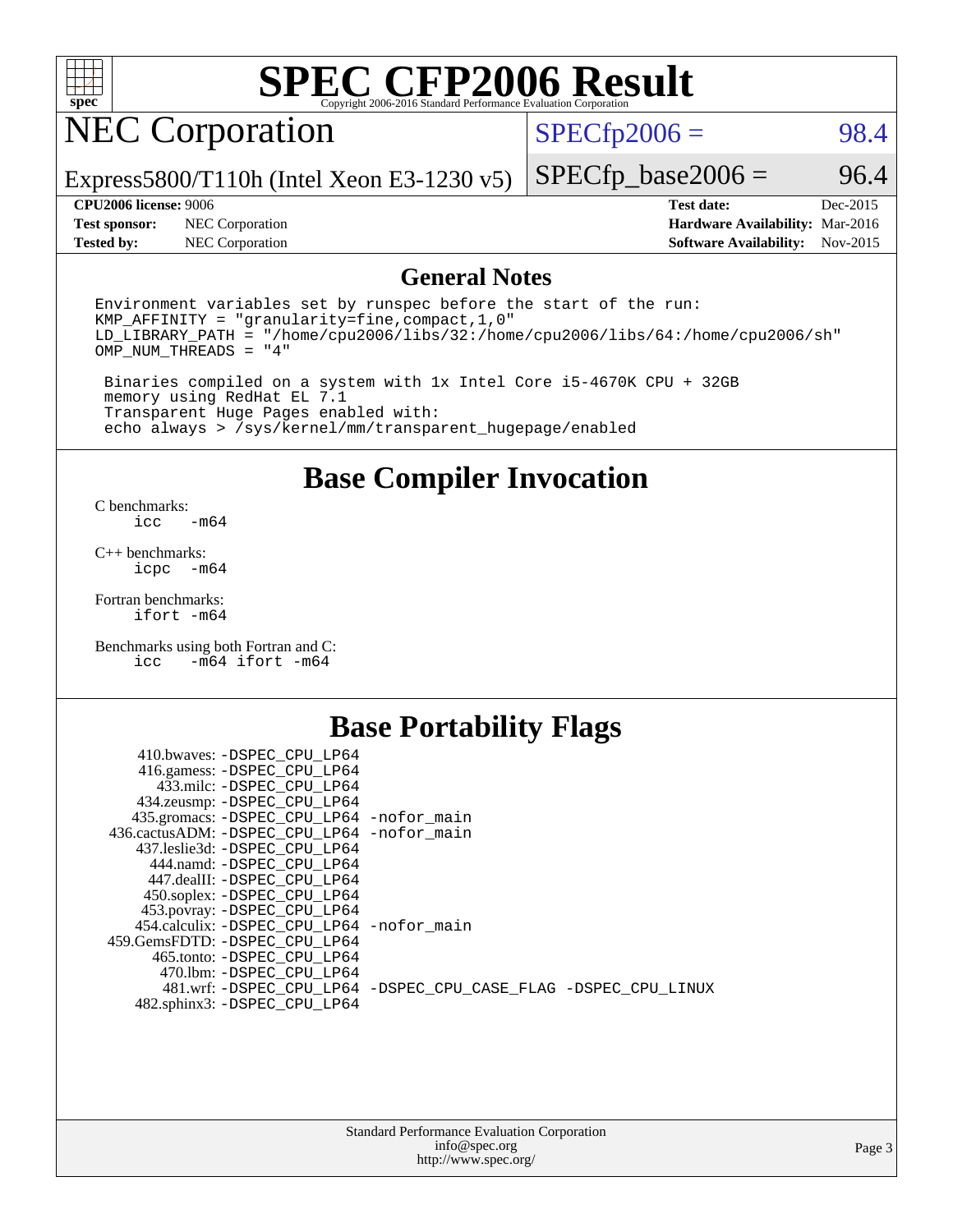# SPEC CFP2006 Result

Copyright 2006-2016 Standard Performance Evaluation Corporation

## NEC Corporation

Express5800/T110h (Intel Xeon E3-1230 v5)

SPECfp2006 = 98.4

SPECfp_base2006 = 96.4

| | | | |
|---|---|---|---|
| **CPU2006 license:** 9006 | | **Test date:** | Dec-2015 |
| **Test sponsor:** | NEC Corporation | **Hardware Availability:** | Mar-2016 |
| **Tested by:** | NEC Corporation | **Software Availability:** | Nov-2015 |

## General Notes

```
Environment variables set by runspec before the start of the run:
KMP_AFFINITY = "granularity=fine,compact,1,0"
LD_LIBRARY_PATH = "/home/cpu2006/libs/32:/home/cpu2006/libs/64:/home/cpu2006/sh"
OMP_NUM_THREADS = "4"

 Binaries compiled on a system with 1x Intel Core i5-4670K CPU + 32GB
 memory using RedHat EL 7.1
 Transparent Huge Pages enabled with:
 echo always > /sys/kernel/mm/transparent_hugepage/enabled
```

## Base Compiler Invocation

C benchmarks:
```
icc   -m64
```

C++ benchmarks:
```
icpc  -m64
```

Fortran benchmarks:
```
ifort -m64
```

Benchmarks using both Fortran and C:
```
icc   -m64 ifort -m64
```

## Base Portability Flags

```
   410.bwaves: -DSPEC_CPU_LP64
   416.gamess: -DSPEC_CPU_LP64
     433.milc: -DSPEC_CPU_LP64
   434.zeusmp: -DSPEC_CPU_LP64
  435.gromacs: -DSPEC_CPU_LP64 -nofor_main
 436.cactusADM: -DSPEC_CPU_LP64 -nofor_main
  437.leslie3d: -DSPEC_CPU_LP64
     444.namd: -DSPEC_CPU_LP64
   447.dealII: -DSPEC_CPU_LP64
   450.soplex: -DSPEC_CPU_LP64
   453.povray: -DSPEC_CPU_LP64
  454.calculix: -DSPEC_CPU_LP64 -nofor_main
 459.GemsFDTD: -DSPEC_CPU_LP64
    465.tonto: -DSPEC_CPU_LP64
      470.lbm: -DSPEC_CPU_LP64
      481.wrf: -DSPEC_CPU_LP64 -DSPEC_CPU_CASE_FLAG -DSPEC_CPU_LINUX
   482.sphinx3: -DSPEC_CPU_LP64
```

Standard Performance Evaluation Corporation
info@spec.org
http://www.spec.org/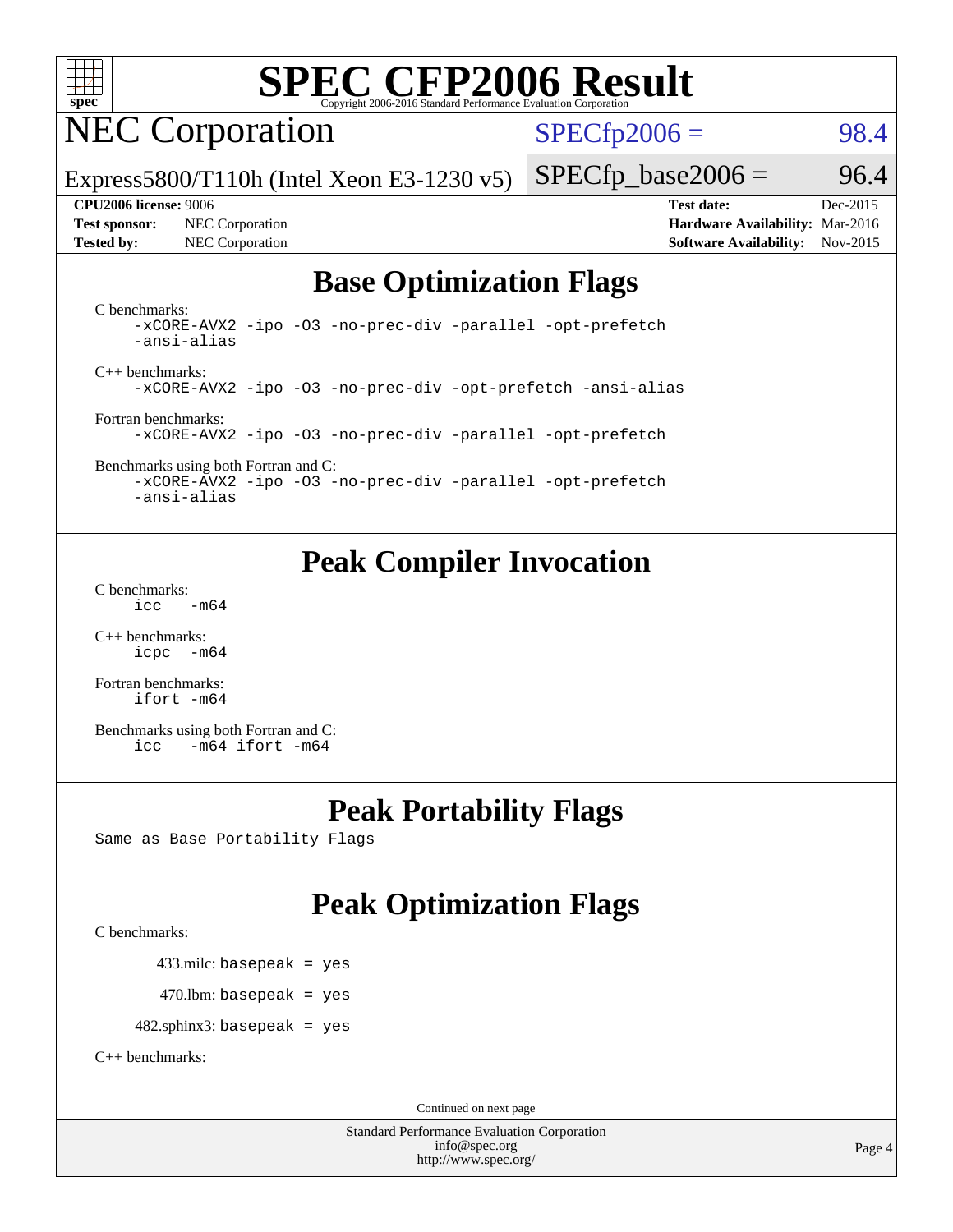# SPEC CFP2006 Result

Copyright 2006-2016 Standard Performance Evaluation Corporation

## NEC Corporation

Express5800/T110h (Intel Xeon E3-1230 v5)

SPECfp2006 = 98.4

SPECfp_base2006 = 96.4

| | | | |
|---|---|---|---|
| **CPU2006 license:** 9006 | | **Test date:** | Dec-2015 |
| **Test sponsor:** | NEC Corporation | **Hardware Availability:** | Mar-2016 |
| **Tested by:** | NEC Corporation | **Software Availability:** | Nov-2015 |

## Base Optimization Flags

C benchmarks:
```
-xCORE-AVX2 -ipo -O3 -no-prec-div -parallel -opt-prefetch
-ansi-alias
```

C++ benchmarks:
```
-xCORE-AVX2 -ipo -O3 -no-prec-div -opt-prefetch -ansi-alias
```

Fortran benchmarks:
```
-xCORE-AVX2 -ipo -O3 -no-prec-div -parallel -opt-prefetch
```

Benchmarks using both Fortran and C:
```
-xCORE-AVX2 -ipo -O3 -no-prec-div -parallel -opt-prefetch
-ansi-alias
```

## Peak Compiler Invocation

C benchmarks:
```
icc   -m64
```

C++ benchmarks:
```
icpc  -m64
```

Fortran benchmarks:
```
ifort -m64
```

Benchmarks using both Fortran and C:
```
icc   -m64 ifort -m64
```

## Peak Portability Flags

Same as Base Portability Flags

## Peak Optimization Flags

C benchmarks:

433.milc: `basepeak = yes`

470.lbm: `basepeak = yes`

482.sphinx3: `basepeak = yes`

C++ benchmarks:

Continued on next page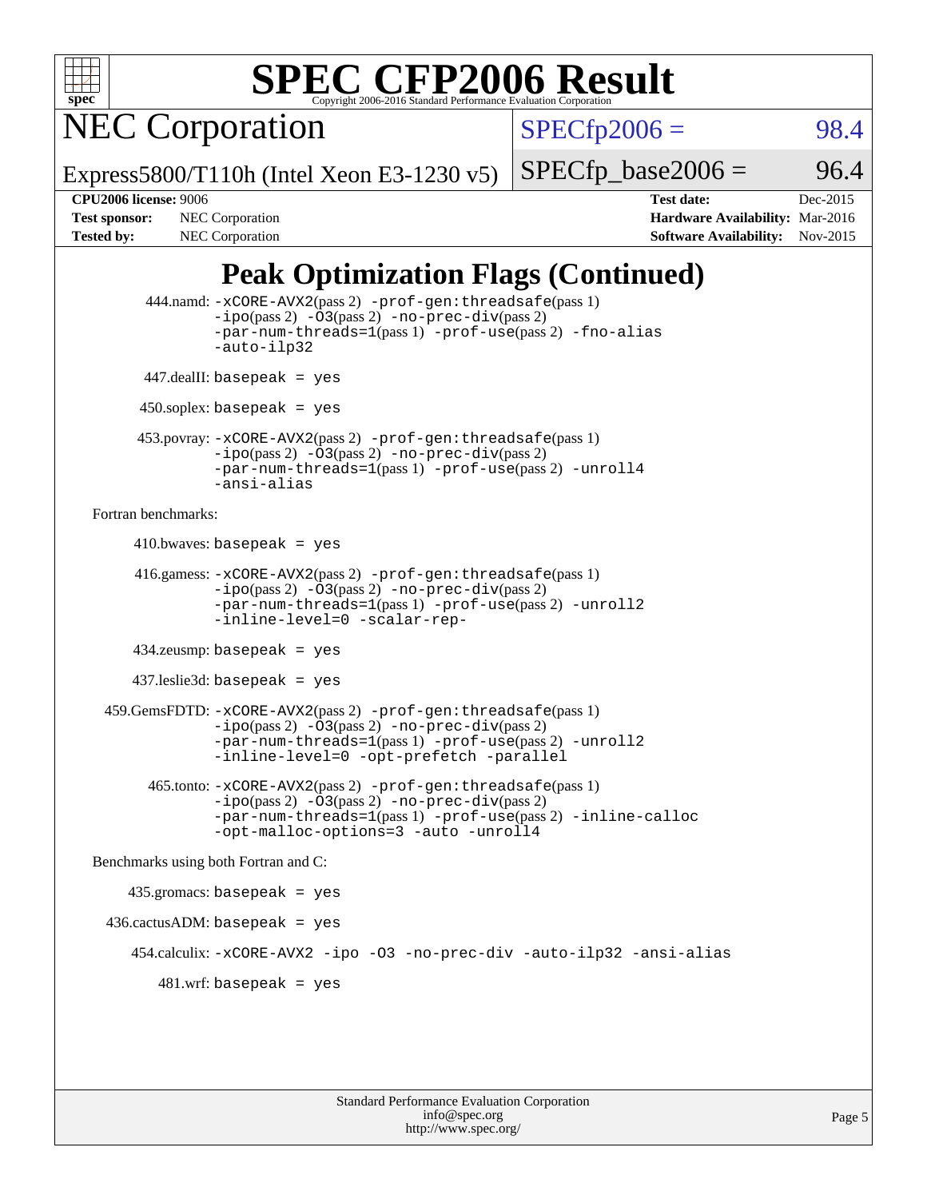# SPEC CFP2006 Result

Copyright 2006-2016 Standard Performance Evaluation Corporation

## NEC Corporation

Express5800/T110h (Intel Xeon E3-1230 v5)

SPECfp2006 = 98.4

SPECfp_base2006 = 96.4

**CPU2006 license:** 9006
**Test sponsor:** NEC Corporation
**Tested by:** NEC Corporation

**Test date:** Dec-2015
**Hardware Availability:** Mar-2016
**Software Availability:** Nov-2015

## Peak Optimization Flags (Continued)

444.namd: -xCORE-AVX2(pass 2) -prof-gen:threadsafe(pass 1) -ipo(pass 2) -O3(pass 2) -no-prec-div(pass 2) -par-num-threads=1(pass 1) -prof-use(pass 2) -fno-alias -auto-ilp32

447.dealII: basepeak = yes

450.soplex: basepeak = yes

453.povray: -xCORE-AVX2(pass 2) -prof-gen:threadsafe(pass 1) -ipo(pass 2) -O3(pass 2) -no-prec-div(pass 2) -par-num-threads=1(pass 1) -prof-use(pass 2) -unroll4 -ansi-alias

Fortran benchmarks:

410.bwaves: basepeak = yes

416.gamess: -xCORE-AVX2(pass 2) -prof-gen:threadsafe(pass 1) -ipo(pass 2) -O3(pass 2) -no-prec-div(pass 2) -par-num-threads=1(pass 1) -prof-use(pass 2) -unroll2 -inline-level=0 -scalar-rep-

434.zeusmp: basepeak = yes

437.leslie3d: basepeak = yes

459.GemsFDTD: -xCORE-AVX2(pass 2) -prof-gen:threadsafe(pass 1) -ipo(pass 2) -O3(pass 2) -no-prec-div(pass 2) -par-num-threads=1(pass 1) -prof-use(pass 2) -unroll2 -inline-level=0 -opt-prefetch -parallel

465.tonto: -xCORE-AVX2(pass 2) -prof-gen:threadsafe(pass 1) -ipo(pass 2) -O3(pass 2) -no-prec-div(pass 2) -par-num-threads=1(pass 1) -prof-use(pass 2) -inline-calloc -opt-malloc-options=3 -auto -unroll4

Benchmarks using both Fortran and C:

435.gromacs: basepeak = yes

436.cactusADM: basepeak = yes

454.calculix: -xCORE-AVX2 -ipo -O3 -no-prec-div -auto-ilp32 -ansi-alias

481.wrf: basepeak = yes

Standard Performance Evaluation Corporation
info@spec.org
http://www.spec.org/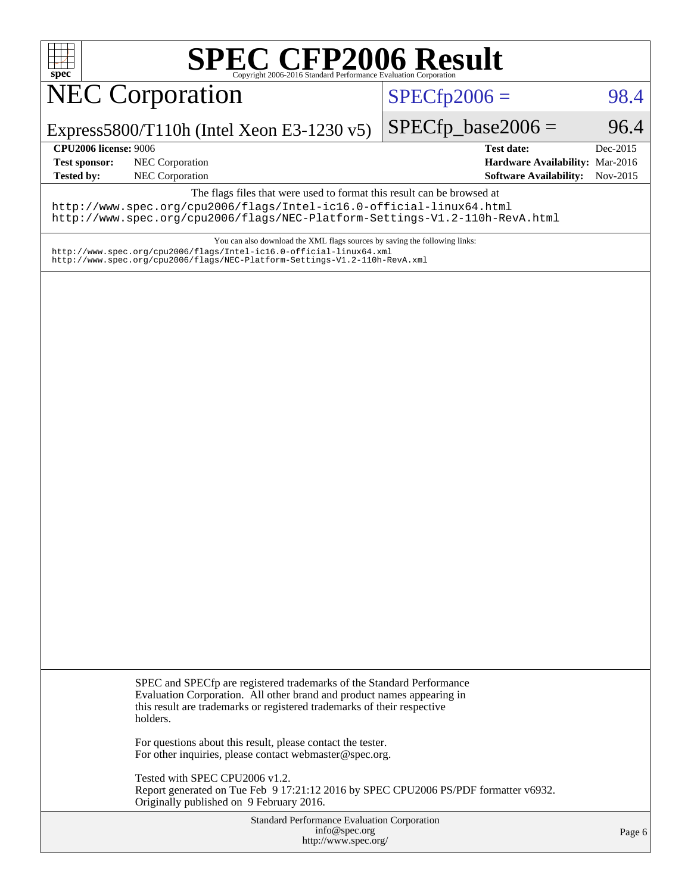# SPEC CFP2006 Result

Copyright 2006-2016 Standard Performance Evaluation Corporation

## NEC Corporation

Express5800/T110h (Intel Xeon E3-1230 v5)

SPECfp2006 = 98.4

SPECfp_base2006 = 96.4

| | | | |
|---|---|---|---|
| **CPU2006 license:** | 9006 | **Test date:** | Dec-2015 |
| **Test sponsor:** | NEC Corporation | **Hardware Availability:** | Mar-2016 |
| **Tested by:** | NEC Corporation | **Software Availability:** | Nov-2015 |

The flags files that were used to format this result can be browsed at
http://www.spec.org/cpu2006/flags/Intel-ic16.0-official-linux64.html
http://www.spec.org/cpu2006/flags/NEC-Platform-Settings-V1.2-110h-RevA.html

You can also download the XML flags sources by saving the following links:
http://www.spec.org/cpu2006/flags/Intel-ic16.0-official-linux64.xml
http://www.spec.org/cpu2006/flags/NEC-Platform-Settings-V1.2-110h-RevA.xml

SPEC and SPECfp are registered trademarks of the Standard Performance Evaluation Corporation. All other brand and product names appearing in this result are trademarks or registered trademarks of their respective holders.

For questions about this result, please contact the tester.
For other inquiries, please contact webmaster@spec.org.

Tested with SPEC CPU2006 v1.2.
Report generated on Tue Feb 9 17:21:12 2016 by SPEC CPU2006 PS/PDF formatter v6932.
Originally published on 9 February 2016.

Standard Performance Evaluation Corporation
info@spec.org
http://www.spec.org/